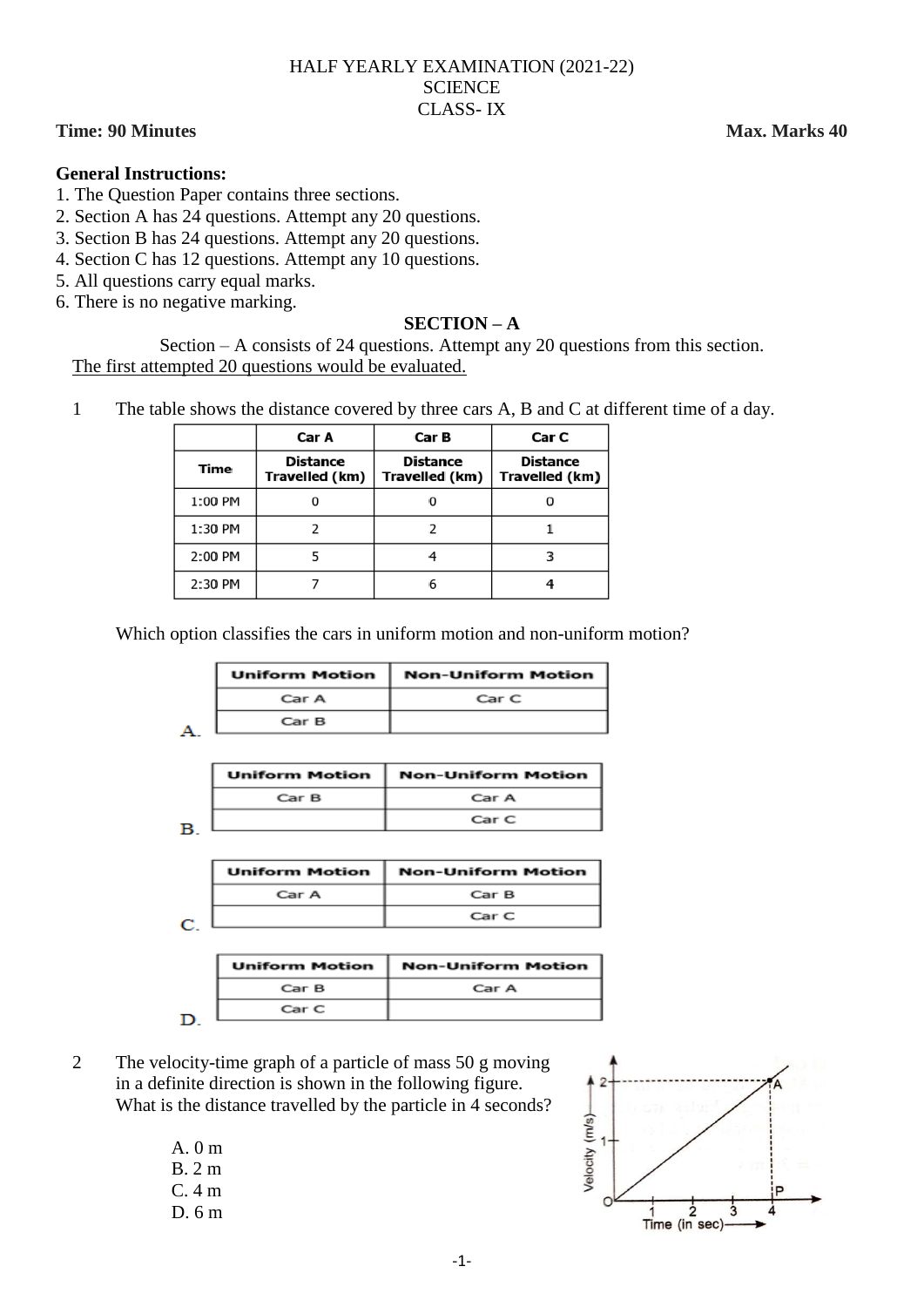HALF YEARLY EXAMINATION (2021-22)
SCIENCE
CLASS- IX

**Time: 90 Minutes** **Max. Marks 40**

**General Instructions:**

1. The Question Paper contains three sections.
2. Section A has 24 questions. Attempt any 20 questions.
3. Section B has 24 questions. Attempt any 20 questions.
4. Section C has 12 questions. Attempt any 10 questions.
5. All questions carry equal marks.
6. There is no negative marking.

## SECTION – A

Section – A consists of 24 questions. Attempt any 20 questions from this section.
The first attempted 20 questions would be evaluated.

1 The table shows the distance covered by three cars A, B and C at different time of a day.

| | Car A | Car B | Car C |
|---|---|---|---|
| Time | Distance Travelled (km) | Distance Travelled (km) | Distance Travelled (km) |
| 1:00 PM | 0 | 0 | 0 |
| 1:30 PM | 2 | 2 | 1 |
| 2:00 PM | 5 | 4 | 3 |
| 2:30 PM | 7 | 6 | 4 |

Which option classifies the cars in uniform motion and non-uniform motion?

A.

| Uniform Motion | Non-Uniform Motion |
|---|---|
| Car A | Car C |
| Car B | |

B.

| Uniform Motion | Non-Uniform Motion |
|---|---|
| Car B | Car A |
| | Car C |

C.

| Uniform Motion | Non-Uniform Motion |
|---|---|
| Car A | Car B |
| | Car C |

D.

| Uniform Motion | Non-Uniform Motion |
|---|---|
| Car B | Car A |
| Car C | |

2 The velocity-time graph of a particle of mass 50 g moving in a definite direction is shown in the following figure. What is the distance travelled by the particle in 4 seconds?

A. 0 m
B. 2 m
C. 4 m
D. 6 m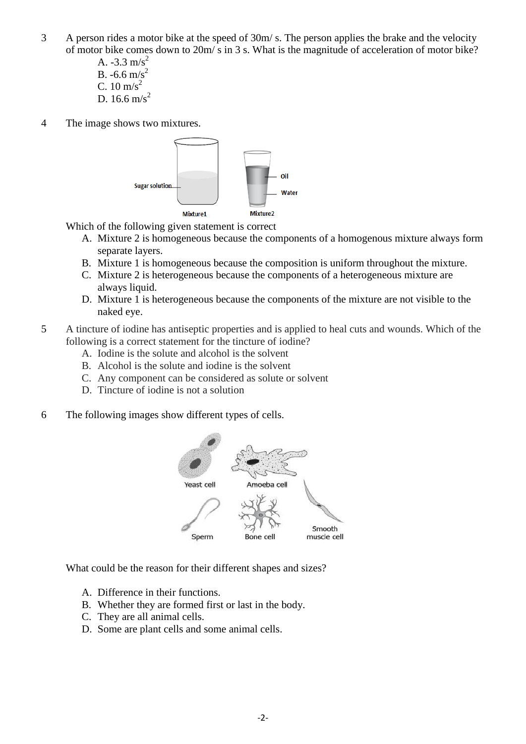3 A person rides a motor bike at the speed of 30m/ s. The person applies the brake and the velocity of motor bike comes down to 20m/ s in 3 s. What is the magnitude of acceleration of motor bike?

A. -3.3 $m/s^2$
B. -6.6 $m/s^2$
C. 10 $m/s^2$
D. 16.6 $m/s^2$

4 The image shows two mixtures.

Which of the following given statement is correct

A. Mixture 2 is homogeneous because the components of a homogenous mixture always form separate layers.
B. Mixture 1 is homogeneous because the composition is uniform throughout the mixture.
C. Mixture 2 is heterogeneous because the components of a heterogeneous mixture are always liquid.
D. Mixture 1 is heterogeneous because the components of the mixture are not visible to the naked eye.

5 A tincture of iodine has antiseptic properties and is applied to heal cuts and wounds. Which of the following is a correct statement for the tincture of iodine?

A. Iodine is the solute and alcohol is the solvent
B. Alcohol is the solute and iodine is the solvent
C. Any component can be considered as solute or solvent
D. Tincture of iodine is not a solution

6 The following images show different types of cells.

What could be the reason for their different shapes and sizes?

A. Difference in their functions.
B. Whether they are formed first or last in the body.
C. They are all animal cells.
D. Some are plant cells and some animal cells.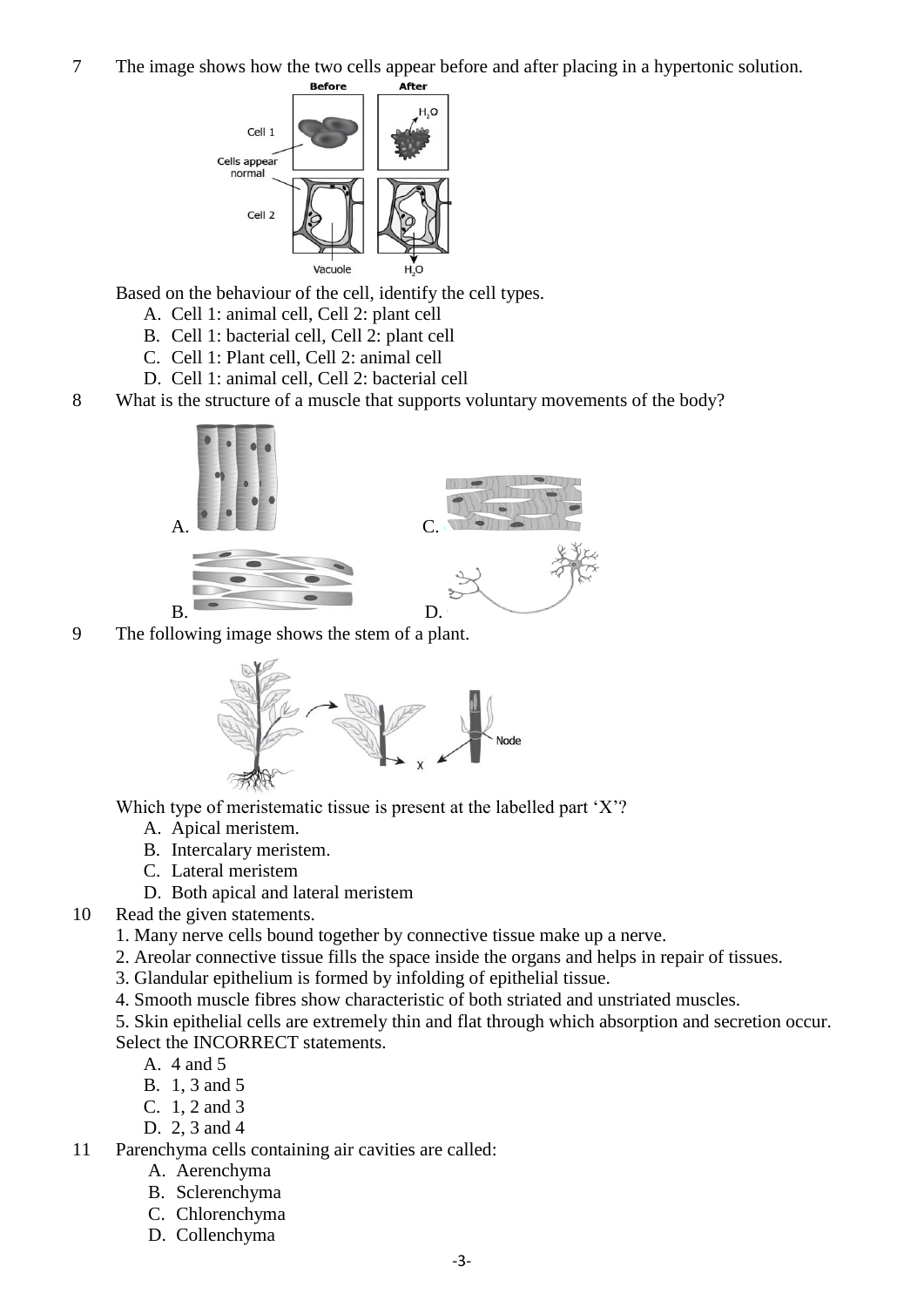7 The image shows how the two cells appear before and after placing in a hypertonic solution.

Based on the behaviour of the cell, identify the cell types.

A. Cell 1: animal cell, Cell 2: plant cell
B. Cell 1: bacterial cell, Cell 2: plant cell
C. Cell 1: Plant cell, Cell 2: animal cell
D. Cell 1: animal cell, Cell 2: bacterial cell

8 What is the structure of a muscle that supports voluntary movements of the body?

A.

B.

C.

D.

9 The following image shows the stem of a plant.

Which type of meristematic tissue is present at the labelled part 'X'?

A. Apical meristem.
B. Intercalary meristem.
C. Lateral meristem
D. Both apical and lateral meristem

10 Read the given statements.

1. Many nerve cells bound together by connective tissue make up a nerve.
2. Areolar connective tissue fills the space inside the organs and helps in repair of tissues.
3. Glandular epithelium is formed by infolding of epithelial tissue.
4. Smooth muscle fibres show characteristic of both striated and unstriated muscles.
5. Skin epithelial cells are extremely thin and flat through which absorption and secretion occur.

Select the INCORRECT statements.

A. 4 and 5
B. 1, 3 and 5
C. 1, 2 and 3
D. 2, 3 and 4

11 Parenchyma cells containing air cavities are called:

A. Aerenchyma
B. Sclerenchyma
C. Chlorenchyma
D. Collenchyma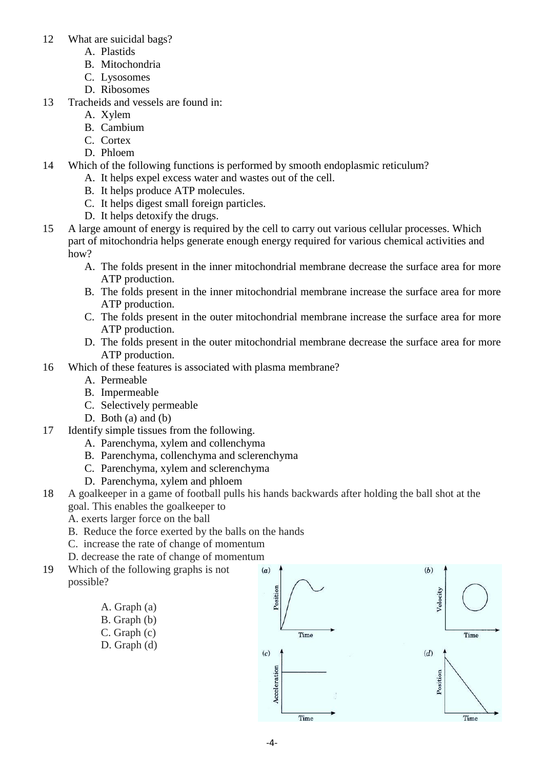12 What are suicidal bags?

A. Plastids
B. Mitochondria
C. Lysosomes
D. Ribosomes

13 Tracheids and vessels are found in:

A. Xylem
B. Cambium
C. Cortex
D. Phloem

14 Which of the following functions is performed by smooth endoplasmic reticulum?

A. It helps expel excess water and wastes out of the cell.
B. It helps produce ATP molecules.
C. It helps digest small foreign particles.
D. It helps detoxify the drugs.

15 A large amount of energy is required by the cell to carry out various cellular processes. Which part of mitochondria helps generate enough energy required for various chemical activities and how?

A. The folds present in the inner mitochondrial membrane decrease the surface area for more ATP production.
B. The folds present in the inner mitochondrial membrane increase the surface area for more ATP production.
C. The folds present in the outer mitochondrial membrane increase the surface area for more ATP production.
D. The folds present in the outer mitochondrial membrane decrease the surface area for more ATP production.

16 Which of these features is associated with plasma membrane?

A. Permeable
B. Impermeable
C. Selectively permeable
D. Both (a) and (b)

17 Identify simple tissues from the following.

A. Parenchyma, xylem and collenchyma
B. Parenchyma, collenchyma and sclerenchyma
C. Parenchyma, xylem and sclerenchyma
D. Parenchyma, xylem and phloem

18 A goalkeeper in a game of football pulls his hands backwards after holding the ball shot at the goal. This enables the goalkeeper to

A. exerts larger force on the ball
B. Reduce the force exerted by the balls on the hands
C. increase the rate of change of momentum
D. decrease the rate of change of momentum

19 Which of the following graphs is not possible?

A. Graph (a)
B. Graph (b)
C. Graph (c)
D. Graph (d)

(a) Position vs Time (b) Velocity vs Time (c) Acceleration vs Time (d) Position vs Time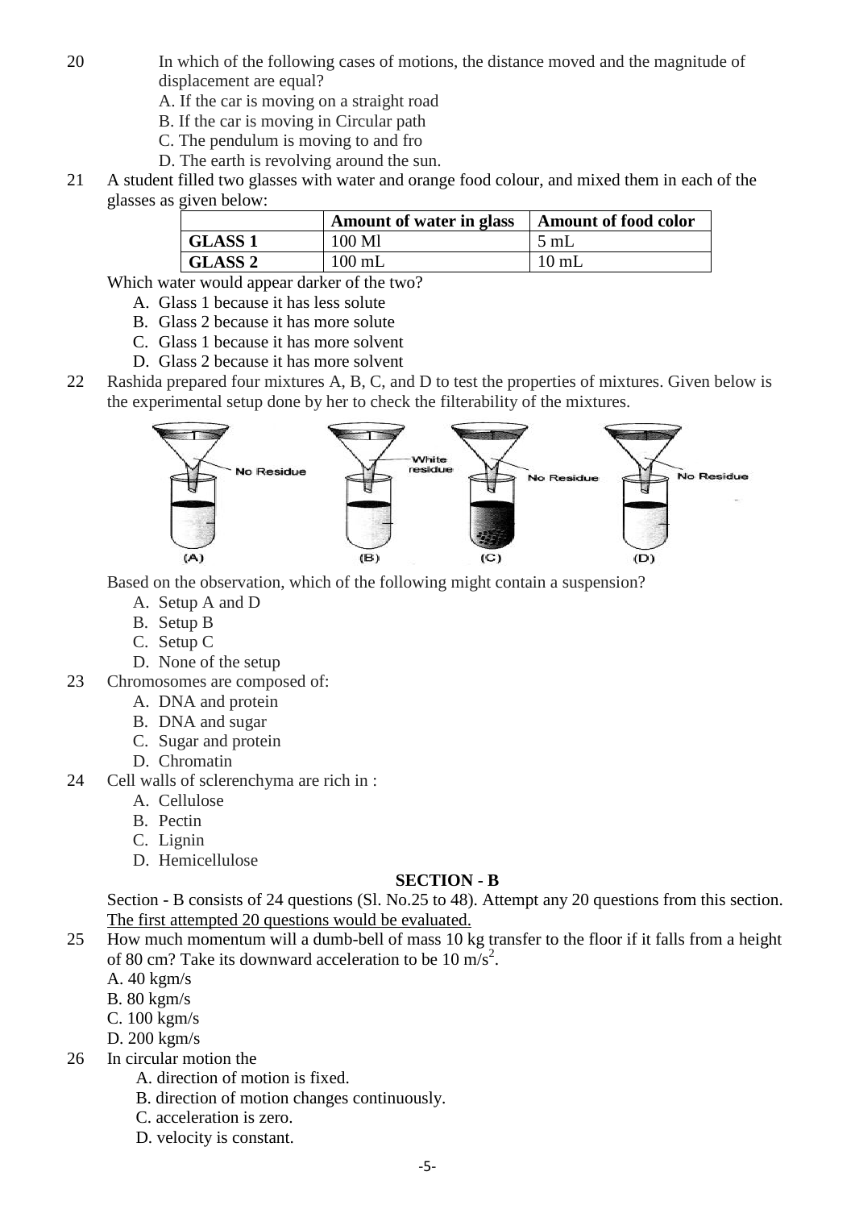20 In which of the following cases of motions, the distance moved and the magnitude of displacement are equal?

A. If the car is moving on a straight road
B. If the car is moving in Circular path
C. The pendulum is moving to and fro
D. The earth is revolving around the sun.

21 A student filled two glasses with water and orange food colour, and mixed them in each of the glasses as given below:

| | Amount of water in glass | Amount of food color |
|---|---|---|
| **GLASS 1** | 100 Ml | 5 mL |
| **GLASS 2** | 100 mL | 10 mL |

Which water would appear darker of the two?

A. Glass 1 because it has less solute
B. Glass 2 because it has more solute
C. Glass 1 because it has more solvent
D. Glass 2 because it has more solvent

22 Rashida prepared four mixtures A, B, C, and D to test the properties of mixtures. Given below is the experimental setup done by her to check the filterability of the mixtures.

(A) No Residue (B) White residue (C) No Residue (D) No Residue

Based on the observation, which of the following might contain a suspension?

A. Setup A and D
B. Setup B
C. Setup C
D. None of the setup

23 Chromosomes are composed of:

A. DNA and protein
B. DNA and sugar
C. Sugar and protein
D. Chromatin

24 Cell walls of sclerenchyma are rich in :

A. Cellulose
B. Pectin
C. Lignin
D. Hemicellulose

## SECTION - B

Section - B consists of 24 questions (Sl. No.25 to 48). Attempt any 20 questions from this section. The first attempted 20 questions would be evaluated.

25 How much momentum will a dumb-bell of mass 10 kg transfer to the floor if it falls from a height of 80 cm? Take its downward acceleration to be 10 $m/s^2$.

A. 40 kgm/s
B. 80 kgm/s
C. 100 kgm/s
D. 200 kgm/s

26 In circular motion the

A. direction of motion is fixed.
B. direction of motion changes continuously.
C. acceleration is zero.
D. velocity is constant.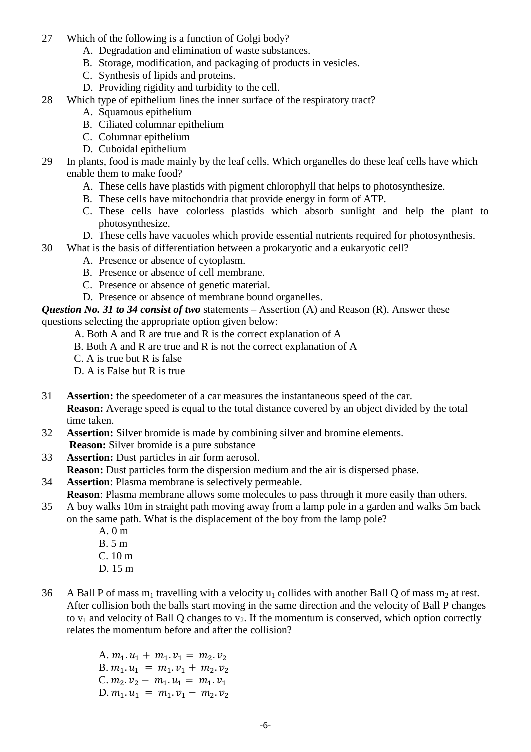27 Which of the following is a function of Golgi body?

A. Degradation and elimination of waste substances.
B. Storage, modification, and packaging of products in vesicles.
C. Synthesis of lipids and proteins.
D. Providing rigidity and turbidity to the cell.

28 Which type of epithelium lines the inner surface of the respiratory tract?

A. Squamous epithelium
B. Ciliated columnar epithelium
C. Columnar epithelium
D. Cuboidal epithelium

29 In plants, food is made mainly by the leaf cells. Which organelles do these leaf cells have which enable them to make food?

A. These cells have plastids with pigment chlorophyll that helps to photosynthesize.
B. These cells have mitochondria that provide energy in form of ATP.
C. These cells have colorless plastids which absorb sunlight and help the plant to photosynthesize.
D. These cells have vacuoles which provide essential nutrients required for photosynthesis.

30 What is the basis of differentiation between a prokaryotic and a eukaryotic cell?

A. Presence or absence of cytoplasm.
B. Presence or absence of cell membrane.
C. Presence or absence of genetic material.
D. Presence or absence of membrane bound organelles.

***Question No. 31 to 34 consist of two*** statements – Assertion (A) and Reason (R). Answer these questions selecting the appropriate option given below:

A. Both A and R are true and R is the correct explanation of A
B. Both A and R are true and R is not the correct explanation of A
C. A is true but R is false
D. A is False but R is true

31 **Assertion:** the speedometer of a car measures the instantaneous speed of the car.
**Reason:** Average speed is equal to the total distance covered by an object divided by the total time taken.

32 **Assertion:** Silver bromide is made by combining silver and bromine elements.
**Reason:** Silver bromide is a pure substance

33 **Assertion:** Dust particles in air form aerosol.
**Reason:** Dust particles form the dispersion medium and the air is dispersed phase.

34 **Assertion**: Plasma membrane is selectively permeable.
**Reason**: Plasma membrane allows some molecules to pass through it more easily than others.

35 A boy walks 10m in straight path moving away from a lamp pole in a garden and walks 5m back on the same path. What is the displacement of the boy from the lamp pole?

A. 0 m
B. 5 m
C. 10 m
D. 15 m

36 A Ball P of mass $m_1$ travelling with a velocity $u_1$ collides with another Ball Q of mass $m_2$ at rest. After collision both the balls start moving in the same direction and the velocity of Ball P changes to $v_1$ and velocity of Ball Q changes to $v_2$. If the momentum is conserved, which option correctly relates the momentum before and after the collision?

A. $m_1.u_1 + m_1.v_1 = m_2.v_2$
B. $m_1.u_1 = m_1.v_1 + m_2.v_2$
C. $m_2.v_2 - m_1.u_1 = m_1.v_1$
D. $m_1.u_1 = m_1.v_1 - m_2.v_2$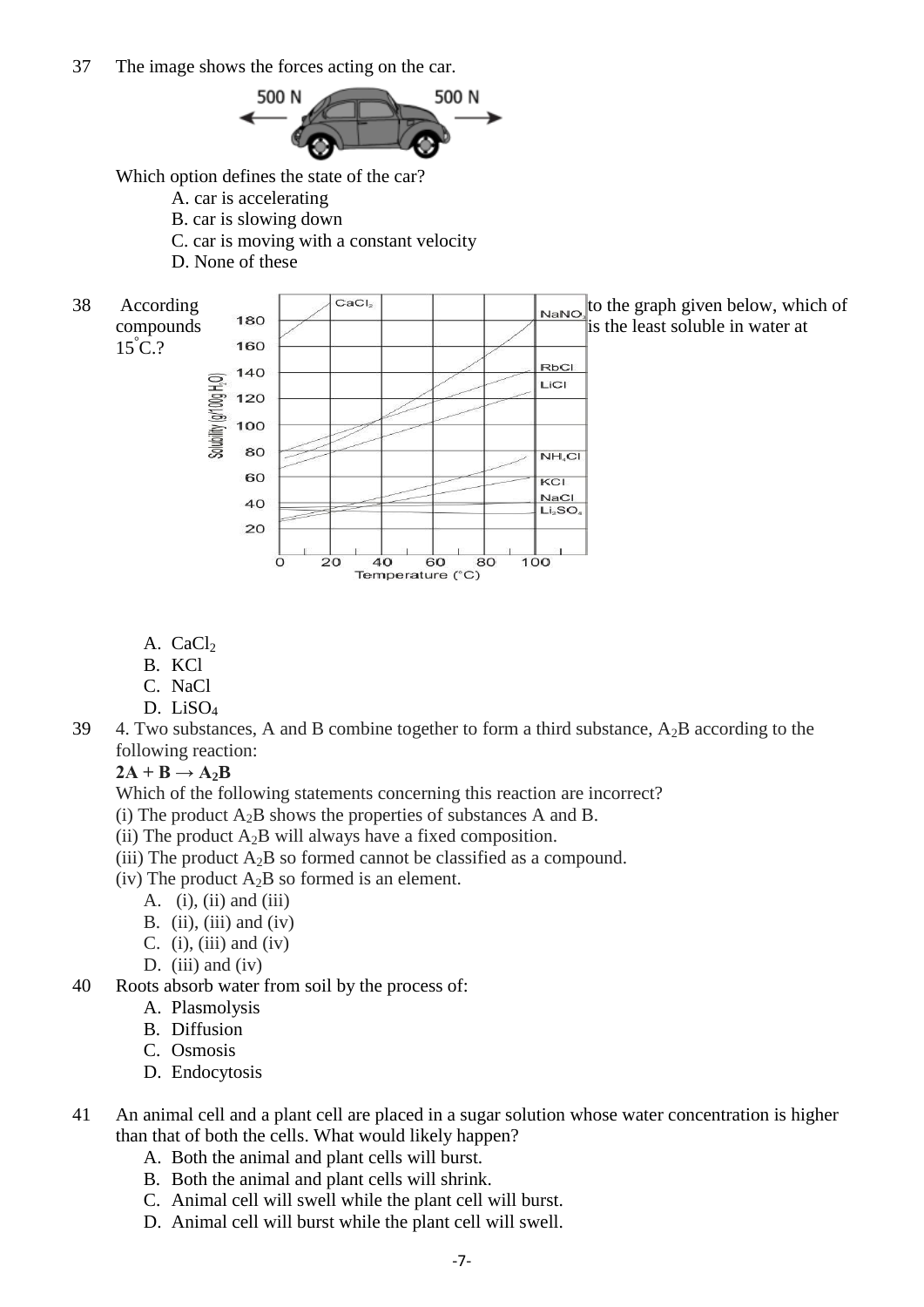37 The image shows the forces acting on the car.

Which option defines the state of the car?

A. car is accelerating
B. car is slowing down
C. car is moving with a constant velocity
D. None of these

38 According to the graph given below, which of compounds is the least soluble in water at 15°C.?

A. $CaCl_2$
B. KCl
C. NaCl
D. $LiSO_4$

39 4. Two substances, A and B combine together to form a third substance, $A_2B$ according to the following reaction:

$$2A + B \rightarrow A_2B$$

Which of the following statements concerning this reaction are incorrect?

(i) The product $A_2B$ shows the properties of substances A and B.
(ii) The product $A_2B$ will always have a fixed composition.
(iii) The product $A_2B$ so formed cannot be classified as a compound.
(iv) The product $A_2B$ so formed is an element.

A. (i), (ii) and (iii)
B. (ii), (iii) and (iv)
C. (i), (iii) and (iv)
D. (iii) and (iv)

40 Roots absorb water from soil by the process of:

A. Plasmolysis
B. Diffusion
C. Osmosis
D. Endocytosis

41 An animal cell and a plant cell are placed in a sugar solution whose water concentration is higher than that of both the cells. What would likely happen?

A. Both the animal and plant cells will burst.
B. Both the animal and plant cells will shrink.
C. Animal cell will swell while the plant cell will burst.
D. Animal cell will burst while the plant cell will swell.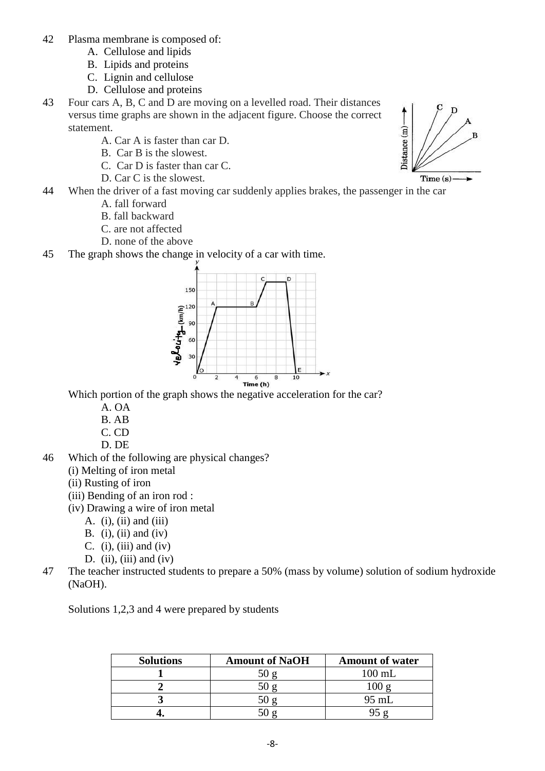42 Plasma membrane is composed of:

A. Cellulose and lipids
B. Lipids and proteins
C. Lignin and cellulose
D. Cellulose and proteins

43 Four cars A, B, C and D are moving on a levelled road. Their distances versus time graphs are shown in the adjacent figure. Choose the correct statement.

A. Car A is faster than car D.
B. Car B is the slowest.
C. Car D is faster than car C.
D. Car C is the slowest.

44 When the driver of a fast moving car suddenly applies brakes, the passenger in the car

A. fall forward
B. fall backward
C. are not affected
D. none of the above

45 The graph shows the change in velocity of a car with time.

Which portion of the graph shows the negative acceleration for the car?

A. OA
B. AB
C. CD
D. DE

46 Which of the following are physical changes?

(i) Melting of iron metal
(ii) Rusting of iron
(iii) Bending of an iron rod :
(iv) Drawing a wire of iron metal

A. (i), (ii) and (iii)
B. (i), (ii) and (iv)
C. (i), (iii) and (iv)
D. (ii), (iii) and (iv)

47 The teacher instructed students to prepare a 50% (mass by volume) solution of sodium hydroxide (NaOH).

Solutions 1,2,3 and 4 were prepared by students

| Solutions | Amount of NaOH | Amount of water |
|---|---|---|
| **1** | 50 g | 100 mL |
| **2** | 50 g | 100 g |
| **3** | 50 g | 95 mL |
| **4.** | 50 g | 95 g |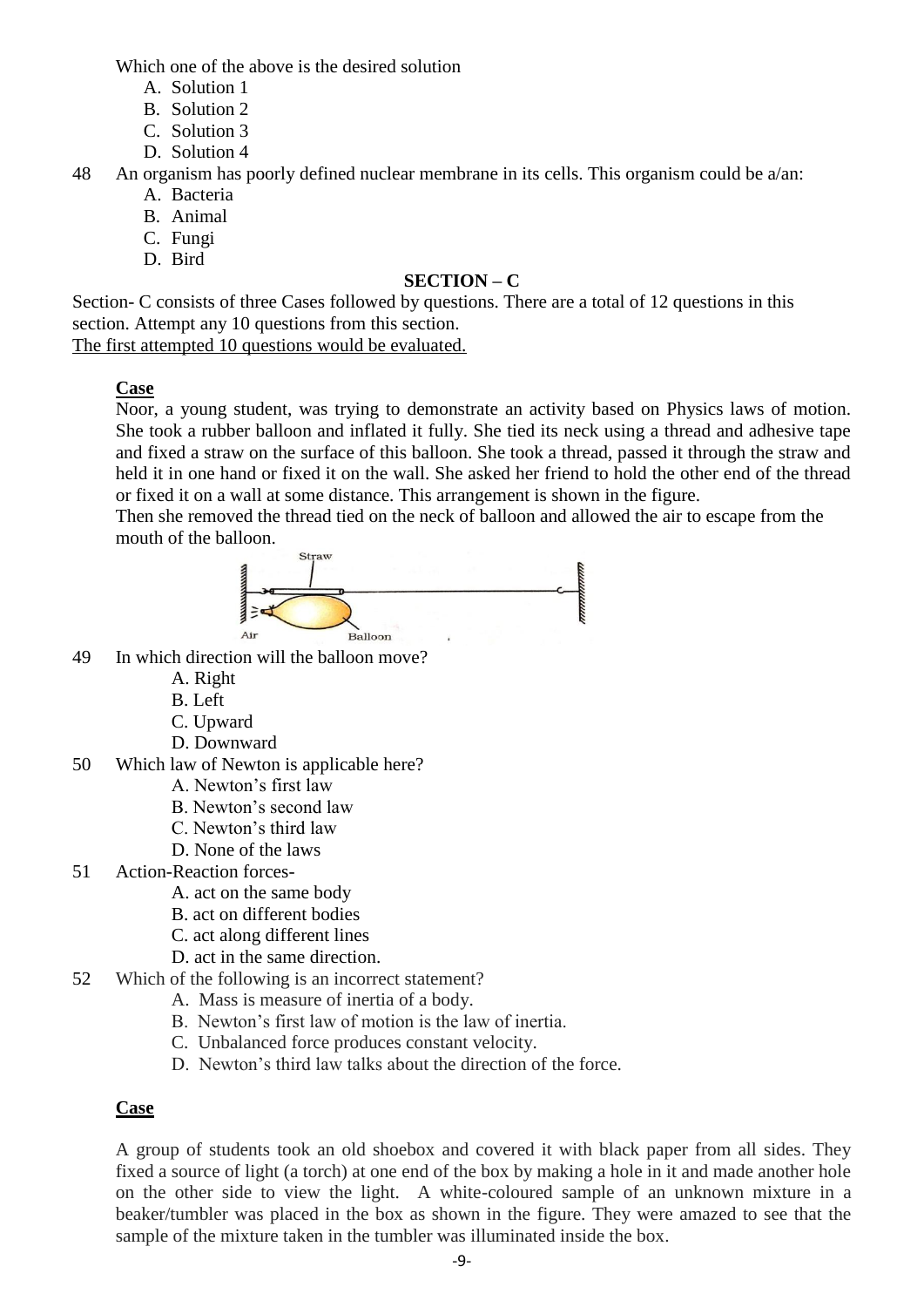Which one of the above is the desired solution

A. Solution 1
B. Solution 2
C. Solution 3
D. Solution 4

48 An organism has poorly defined nuclear membrane in its cells. This organism could be a/an:

A. Bacteria
B. Animal
C. Fungi
D. Bird

## SECTION – C

Section- C consists of three Cases followed by questions. There are a total of 12 questions in this section. Attempt any 10 questions from this section.

The first attempted 10 questions would be evaluated.

**Case**

Noor, a young student, was trying to demonstrate an activity based on Physics laws of motion. She took a rubber balloon and inflated it fully. She tied its neck using a thread and adhesive tape and fixed a straw on the surface of this balloon. She took a thread, passed it through the straw and held it in one hand or fixed it on the wall. She asked her friend to hold the other end of the thread or fixed it on a wall at some distance. This arrangement is shown in the figure.

Then she removed the thread tied on the neck of balloon and allowed the air to escape from the mouth of the balloon.

Straw

Air Balloon

49 In which direction will the balloon move?

A. Right
B. Left
C. Upward
D. Downward

50 Which law of Newton is applicable here?

A. Newton's first law
B. Newton's second law
C. Newton's third law
D. None of the laws

51 Action-Reaction forces-

A. act on the same body
B. act on different bodies
C. act along different lines
D. act in the same direction.

52 Which of the following is an incorrect statement?

A. Mass is measure of inertia of a body.
B. Newton's first law of motion is the law of inertia.
C. Unbalanced force produces constant velocity.
D. Newton's third law talks about the direction of the force.

**Case**

A group of students took an old shoebox and covered it with black paper from all sides. They fixed a source of light (a torch) at one end of the box by making a hole in it and made another hole on the other side to view the light. A white-coloured sample of an unknown mixture in a beaker/tumbler was placed in the box as shown in the figure. They were amazed to see that the sample of the mixture taken in the tumbler was illuminated inside the box.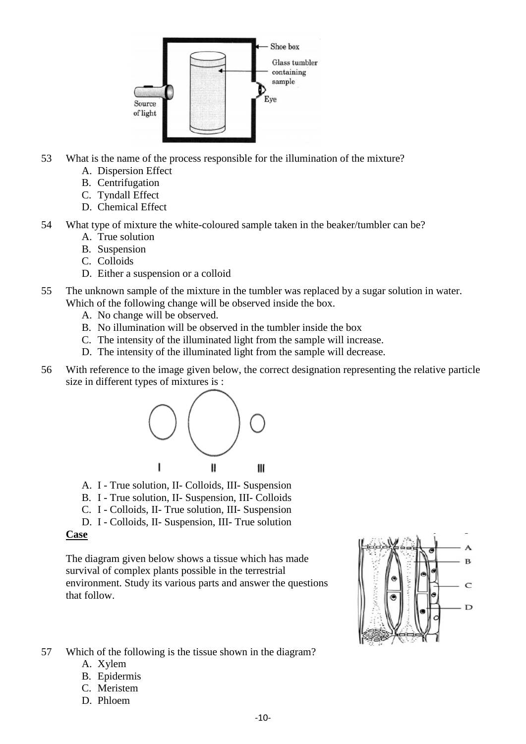53 What is the name of the process responsible for the illumination of the mixture?

A. Dispersion Effect
B. Centrifugation
C. Tyndall Effect
D. Chemical Effect

54 What type of mixture the white-coloured sample taken in the beaker/tumbler can be?

A. True solution
B. Suspension
C. Colloids
D. Either a suspension or a colloid

55 The unknown sample of the mixture in the tumbler was replaced by a sugar solution in water. Which of the following change will be observed inside the box.

A. No change will be observed.
B. No illumination will be observed in the tumbler inside the box
C. The intensity of the illuminated light from the sample will increase.
D. The intensity of the illuminated light from the sample will decrease.

56 With reference to the image given below, the correct designation representing the relative particle size in different types of mixtures is :

A. I - True solution, II- Colloids, III- Suspension
B. I - True solution, II- Suspension, III- Colloids
C. I - Colloids, II- True solution, III- Suspension
D. I - Colloids, II- Suspension, III- True solution

**Case**

The diagram given below shows a tissue which has made survival of complex plants possible in the terrestrial environment. Study its various parts and answer the questions that follow.

57 Which of the following is the tissue shown in the diagram?

A. Xylem
B. Epidermis
C. Meristem
D. Phloem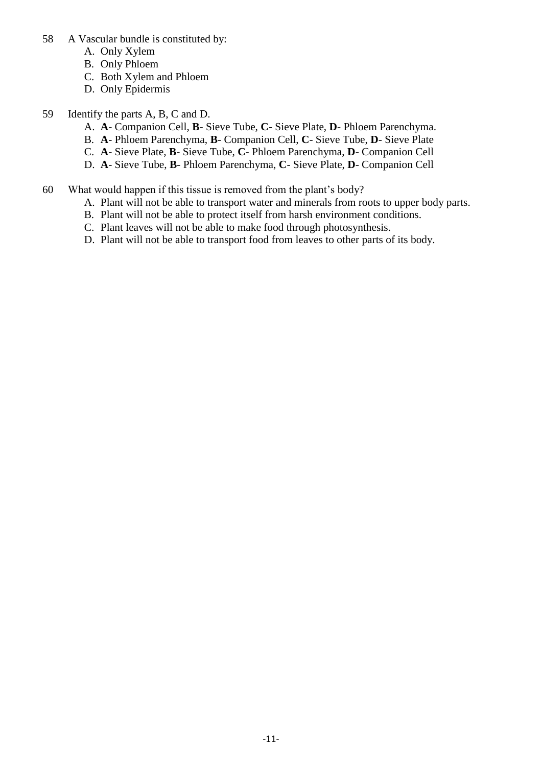58 A Vascular bundle is constituted by:

A. Only Xylem
B. Only Phloem
C. Both Xylem and Phloem
D. Only Epidermis

59 Identify the parts A, B, C and D.

A. **A**- Companion Cell, **B**- Sieve Tube, **C**- Sieve Plate, **D**- Phloem Parenchyma.
B. **A**- Phloem Parenchyma, **B**- Companion Cell, **C**- Sieve Tube, **D**- Sieve Plate
C. **A**- Sieve Plate, **B**- Sieve Tube, **C**- Phloem Parenchyma, **D**- Companion Cell
D. **A**- Sieve Tube, **B**- Phloem Parenchyma, **C**- Sieve Plate, **D**- Companion Cell

60 What would happen if this tissue is removed from the plant's body?

A. Plant will not be able to transport water and minerals from roots to upper body parts.
B. Plant will not be able to protect itself from harsh environment conditions.
C. Plant leaves will not be able to make food through photosynthesis.
D. Plant will not be able to transport food from leaves to other parts of its body.